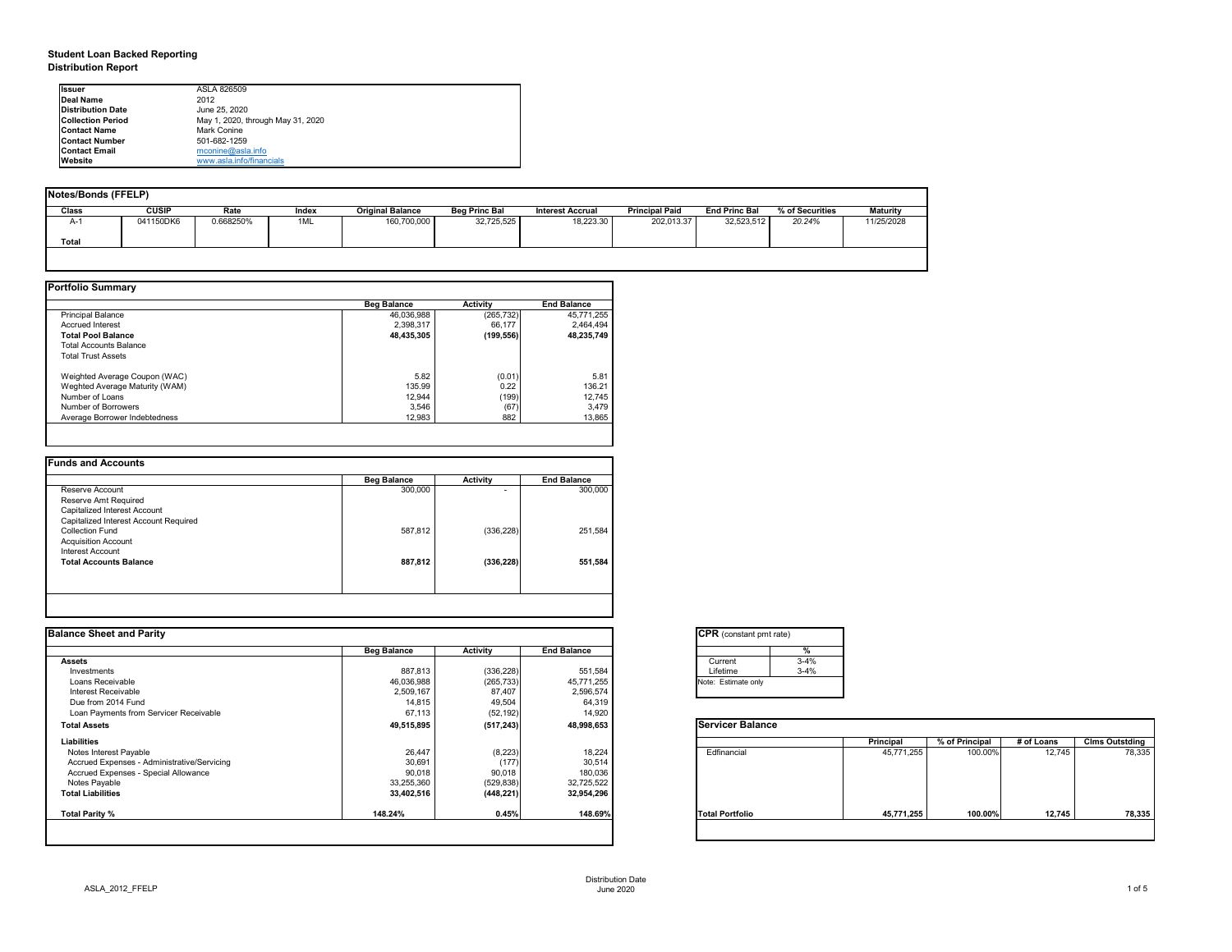# Student Loan Backed Reporting
## Distribution Report

| | |
|---|---|
| **Issuer** | ASLA 826509 |
| **Deal Name** | 2012 |
| **Distribution Date** | June 25, 2020 |
| **Collection Period** | May 1, 2020, through May 31, 2020 |
| **Contact Name** | Mark Conine |
| **Contact Number** | 501-682-1259 |
| **Contact Email** | mconine@asla.info |
| **Website** | www.asla.info/financials |

### Notes/Bonds (FFELP)

| Class | CUSIP | Rate | Index | Original Balance | Beg Princ Bal | Interest Accrual | Principal Paid | End Princ Bal | % of Securities | Maturity |
|---|---|---|---|---|---|---|---|---|---|---|
| A-1 | 041150DK6 | 0.668250% | 1ML | 160,700,000 | 32,725,525 | 18,223.30 | 202,013.37 | 32,523,512 | *20.24%* | 11/25/2028 |
| **Total** | | | | | | | | | | |

### Portfolio Summary

| | Beg Balance | Activity | End Balance |
|---|---|---|---|
| Principal Balance | 46,036,988 | (265,732) | 45,771,255 |
| Accrued Interest | 2,398,317 | 66,177 | 2,464,494 |
| **Total Pool Balance** | **48,435,305** | **(199,556)** | **48,235,749** |
| Total Accounts Balance | | | |
| Total Trust Assets | | | |
| | | | |
| Weghted Average Coupon (WAC) | 5.82 | (0.01) | 5.81 |
| Weghted Average Maturity (WAM) | 135.99 | 0.22 | 136.21 |
| Number of Loans | 12,944 | (199) | 12,745 |
| Number of Borrowers | 3,546 | (67) | 3,479 |
| Average Borrower Indebtedness | 12,983 | 882 | 13,865 |

### Funds and Accounts

| | Beg Balance | Activity | End Balance |
|---|---|---|---|
| Reserve Account | 300,000 | - | 300,000 |
| Reserve Amt Required | | | |
| Capitalized Interest Account | | | |
| Capitalized Interest Account Required | | | |
| Collection Fund | 587,812 | (336,228) | 251,584 |
| Acquisition Account | | | |
| Interest Account | | | |
| **Total Accounts Balance** | **887,812** | **(336,228)** | **551,584** |

### Balance Sheet and Parity

| | Beg Balance | Activity | End Balance |
|---|---|---|---|
| **Assets** | | | |
| Investments | 887,813 | (336,228) | 551,584 |
| Loans Receivable | 46,036,988 | (265,733) | 45,771,255 |
| Interest Receivable | 2,509,167 | 87,407 | 2,596,574 |
| Due from 2014 Fund | 14,815 | 49,504 | 64,319 |
| Loan Payments from Servicer Receivable | 67,113 | (52,192) | 14,920 |
| **Total Assets** | **49,515,895** | **(517,243)** | **48,998,653** |
| **Liabilities** | | | |
| Notes Interest Payable | 26,447 | (8,223) | 18,224 |
| Accrued Expenses - Administrative/Servicing | 30,691 | (177) | 30,514 |
| Accrued Expenses - Special Allowance | 90,018 | 90,018 | 180,036 |
| Notes Payable | 33,255,360 | (529,838) | 32,725,522 |
| **Total Liabilities** | **33,402,516** | **(448,221)** | **32,954,296** |
| | | | |
| **Total Parity %** | **148.24%** | **0.45%** | **148.69%** |

### CPR (constant pmt rate)

| | % |
|---|---|
| Current | 3-4% |
| Lifetime | 3-4% |

Note: Estimate only

### Servicer Balance

| | Principal | % of Principal | # of Loans | Clms Outstding |
|---|---|---|---|---|
| Edfinancial | 45,771,255 | 100.00% | 12,745 | 78,335 |
| **Total Portfolio** | **45,771,255** | **100.00%** | **12,745** | **78,335** |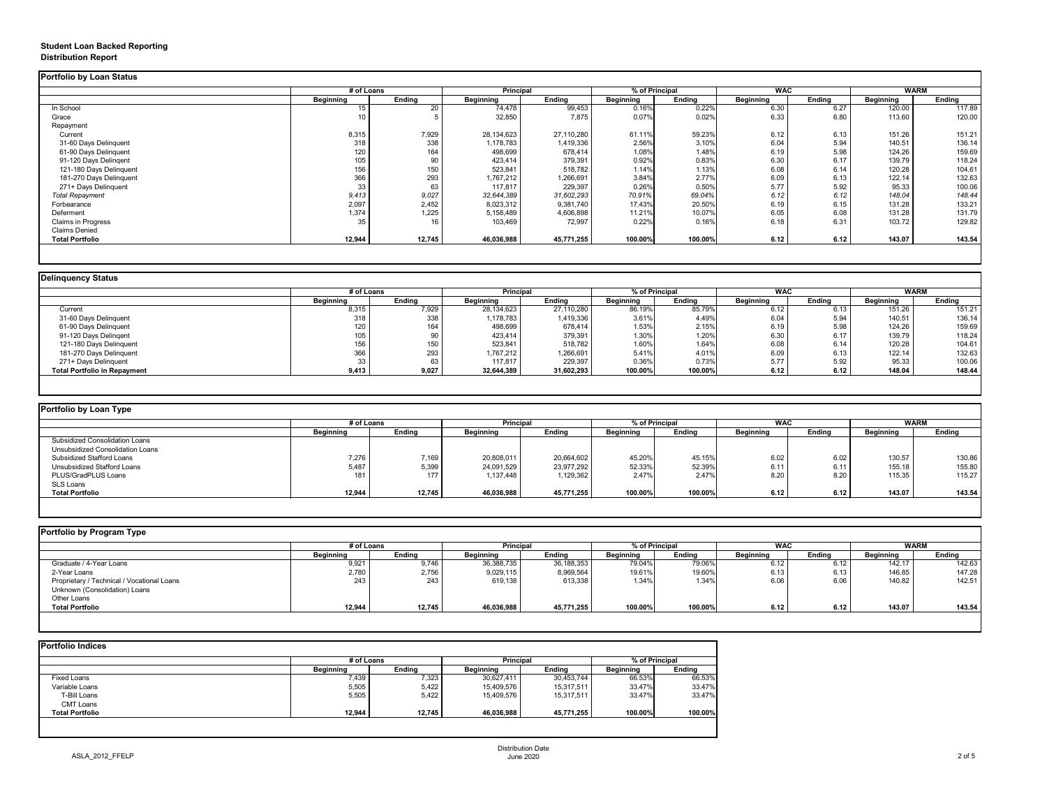**Student Loan Backed Reporting**
**Distribution Report**

## Portfolio by Loan Status

| | # of Loans | | Principal | | % of Principal | | WAC | | WARM | |
|---|---|---|---|---|---|---|---|---|---|---|
| | Beginning | Ending | Beginning | Ending | Beginning | Ending | Beginning | Ending | Beginning | Ending |
| In School | 15 | 20 | 74,478 | 99,453 | 0.16% | 0.22% | 6.30 | 6.27 | 120.00 | 117.89 |
| Grace | 10 | 5 | 32,850 | 7,875 | 0.07% | 0.02% | 6.33 | 6.80 | 113.60 | 120.00 |
| Repayment | | | | | | | | | | |
| Current | 8,315 | 7,929 | 28,134,623 | 27,110,280 | 61.11% | 59.23% | 6.12 | 6.13 | 151.26 | 151.21 |
| 31-60 Days Delinquent | 318 | 338 | 1,178,783 | 1,419,336 | 2.56% | 3.10% | 6.04 | 5.94 | 140.51 | 136.14 |
| 61-90 Days Delinquent | 120 | 164 | 498,699 | 678,414 | 1.08% | 1.48% | 6.19 | 5.98 | 124.26 | 159.69 |
| 91-120 Days Delingent | 105 | 90 | 423,414 | 379,391 | 0.92% | 0.83% | 6.30 | 6.17 | 139.79 | 118.24 |
| 121-180 Days Delinquent | 156 | 150 | 523,841 | 518,782 | 1.14% | 1.13% | 6.08 | 6.14 | 120.28 | 104.61 |
| 181-270 Days Delinquent | 366 | 293 | 1,767,212 | 1,266,691 | 3.84% | 2.77% | 6.09 | 6.13 | 122.14 | 132.63 |
| 271+ Days Delinquent | 33 | 63 | 117,817 | 229,397 | 0.26% | 0.50% | 5.77 | 5.92 | 95.33 | 100.06 |
| *Total Repayment* | *9,413* | *9,027* | *32,644,389* | *31,602,293* | *70.91%* | *69.04%* | *6.12* | *6.12* | *148.04* | *148.44* |
| Forbearance | 2,097 | 2,452 | 8,023,312 | 9,381,740 | 17.43% | 20.50% | 6.19 | 6.15 | 131.28 | 133.21 |
| Deferment | 1,374 | 1,225 | 5,158,489 | 4,606,898 | 11.21% | 10.07% | 6.05 | 6.08 | 131.28 | 131.79 |
| Claims in Progress | 35 | 16 | 103,469 | 72,997 | 0.22% | 0.16% | 6.18 | 6.31 | 103.72 | 129.82 |
| Claims Denied | | | | | | | | | | |
| **Total Portfolio** | **12,944** | **12,745** | **46,036,988** | **45,771,255** | **100.00%** | **100.00%** | **6.12** | **6.12** | **143.07** | **143.54** |

## Delinquency Status

| | # of Loans | | Principal | | % of Principal | | WAC | | WARM | |
|---|---|---|---|---|---|---|---|---|---|---|
| | Beginning | Ending | Beginning | Ending | Beginning | Ending | Beginning | Ending | Beginning | Ending |
| Current | 8,315 | 7,929 | 28,134,623 | 27,110,280 | 86.19% | 85.79% | 6.12 | 6.13 | 151.26 | 151.21 |
| 31-60 Days Delinquent | 318 | 338 | 1,178,783 | 1,419,336 | 3.61% | 4.49% | 6.04 | 5.94 | 140.51 | 136.14 |
| 61-90 Days Delinquent | 120 | 164 | 498,699 | 678,414 | 1.53% | 2.15% | 6.19 | 5.98 | 124.26 | 159.69 |
| 91-120 Days Delingent | 105 | 90 | 423,414 | 379,391 | 1.30% | 1.20% | 6.30 | 6.17 | 139.79 | 118.24 |
| 121-180 Days Delinquent | 156 | 150 | 523,841 | 518,782 | 1.60% | 1.64% | 6.08 | 6.14 | 120.28 | 104.61 |
| 181-270 Days Delinquent | 366 | 293 | 1,767,212 | 1,266,691 | 5.41% | 4.01% | 6.09 | 6.13 | 122.14 | 132.63 |
| 271+ Days Delinquent | 33 | 63 | 117,817 | 229,397 | 0.36% | 0.73% | 5.77 | 5.92 | 95.33 | 100.06 |
| **Total Portfolio in Repayment** | **9,413** | **9,027** | **32,644,389** | **31,602,293** | **100.00%** | **100.00%** | **6.12** | **6.12** | **148.04** | **148.44** |

## Portfolio by Loan Type

| | # of Loans | | Principal | | % of Principal | | WAC | | WARM | |
|---|---|---|---|---|---|---|---|---|---|---|
| | Beginning | Ending | Beginning | Ending | Beginning | Ending | Beginning | Ending | Beginning | Ending |
| Subsidized Consolidation Loans | | | | | | | | | | |
| Unsubsidized Consolidation Loans | | | | | | | | | | |
| Subsidized Stafford Loans | 7,276 | 7,169 | 20,808,011 | 20,664,602 | 45.20% | 45.15% | 6.02 | 6.02 | 130.57 | 130.86 |
| Unsubsidized Stafford Loans | 5,487 | 5,399 | 24,091,529 | 23,977,292 | 52.33% | 52.39% | 6.11 | 6.11 | 155.18 | 155.80 |
| PLUS/GradPLUS Loans | 181 | 177 | 1,137,448 | 1,129,362 | 2.47% | 2.47% | 8.20 | 8.20 | 115.35 | 115.27 |
| SLS Loans | | | | | | | | | | |
| **Total Portfolio** | **12,944** | **12,745** | **46,036,988** | **45,771,255** | **100.00%** | **100.00%** | **6.12** | **6.12** | **143.07** | **143.54** |

## Portfolio by Program Type

| | # of Loans | | Principal | | % of Principal | | WAC | | WARM | |
|---|---|---|---|---|---|---|---|---|---|---|
| | Beginning | Ending | Beginning | Ending | Beginning | Ending | Beginning | Ending | Beginning | Ending |
| Graduate / 4-Year Loans | 9,921 | 9,746 | 36,388,735 | 36,188,353 | 79.04% | 79.06% | 6.12 | 6.12 | 142.17 | 142.63 |
| 2-Year Loans | 2,780 | 2,756 | 9,029,115 | 8,969,564 | 19.61% | 19.60% | 6.13 | 6.13 | 146.85 | 147.28 |
| Proprietary / Technical / Vocational Loans | 243 | 243 | 619,138 | 613,338 | 1.34% | 1.34% | 6.06 | 6.06 | 140.82 | 142.51 |
| Unknown (Consolidation) Loans | | | | | | | | | | |
| Other Loans | | | | | | | | | | |
| **Total Portfolio** | **12,944** | **12,745** | **46,036,988** | **45,771,255** | **100.00%** | **100.00%** | **6.12** | **6.12** | **143.07** | **143.54** |

## Portfolio Indices

| | # of Loans | | Principal | | % of Principal | |
|---|---|---|---|---|---|---|
| | Beginning | Ending | Beginning | Ending | Beginning | Ending |
| Fixed Loans | 7,439 | 7,323 | 30,627,411 | 30,453,744 | 66.53% | 66.53% |
| Variable Loans | 5,505 | 5,422 | 15,409,576 | 15,317,511 | 33.47% | 33.47% |
| T-Bill Loans | 5,505 | 5,422 | 15,409,576 | 15,317,511 | 33.47% | 33.47% |
| CMT Loans | | | | | | |
| **Total Portfolio** | **12,944** | **12,745** | **46,036,988** | **45,771,255** | **100.00%** | **100.00%** |

ASLA_2012_FFELP

Distribution Date
June 2020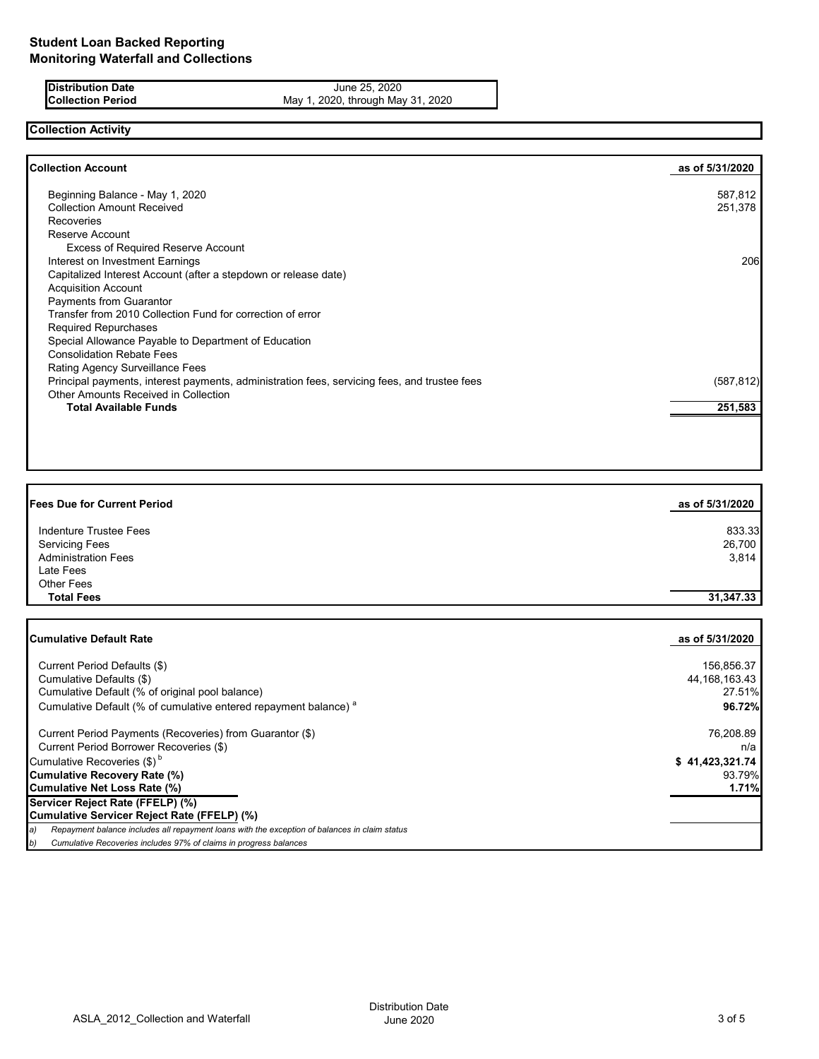# Student Loan Backed Reporting
## Monitoring Waterfall and Collections

| Distribution Date | June 25, 2020 |
|---|---|
| Collection Period | May 1, 2020, through May 31, 2020 |

### Collection Activity

| Collection Account | as of 5/31/2020 |
|---|---|
| Beginning Balance - May 1, 2020 | 587,812 |
| Collection Amount Received | 251,378 |
| Recoveries | |
| Reserve Account | |
| Excess of Required Reserve Account | |
| Interest on Investment Earnings | 206 |
| Capitalized Interest Account (after a stepdown or release date) | |
| Acquisition Account | |
| Payments from Guarantor | |
| Transfer from 2010 Collection Fund for correction of error | |
| Required Repurchases | |
| Special Allowance Payable to Department of Education | |
| Consolidation Rebate Fees | |
| Rating Agency Surveillance Fees | |
| Principal payments, interest payments, administration fees, servicing fees, and trustee fees | (587,812) |
| Other Amounts Received in Collection | |
| **Total Available Funds** | **251,583** |

| Fees Due for Current Period | as of 5/31/2020 |
|---|---|
| Indenture Trustee Fees | 833.33 |
| Servicing Fees | 26,700 |
| Administration Fees | 3,814 |
| Late Fees | |
| Other Fees | |
| **Total Fees** | **31,347.33** |

| Cumulative Default Rate | as of 5/31/2020 |
|---|---|
| Current Period Defaults ($) | 156,856.37 |
| Cumulative Defaults ($) | 44,168,163.43 |
| Cumulative Default (% of original pool balance) | 27.51% |
| Cumulative Default (% of cumulative entered repayment balance) [a] | **96.72%** |
| Current Period Payments (Recoveries) from Guarantor ($) | 76,208.89 |
| Current Period Borrower Recoveries ($) | n/a |
| Cumulative Recoveries ($) [b] | **$ 41,423,321.74** |
| **Cumulative Recovery Rate (%)** | 93.79% |
| **Cumulative Net Loss Rate (%)** | **1.71%** |
| **Servicer Reject Rate (FFELP) (%)** | |
| **Cumulative Servicer Reject Rate (FFELP) (%)** | |

*a) Repayment balance includes all repayment loans with the exception of balances in claim status*

*b) Cumulative Recoveries includes 97% of claims in progress balances*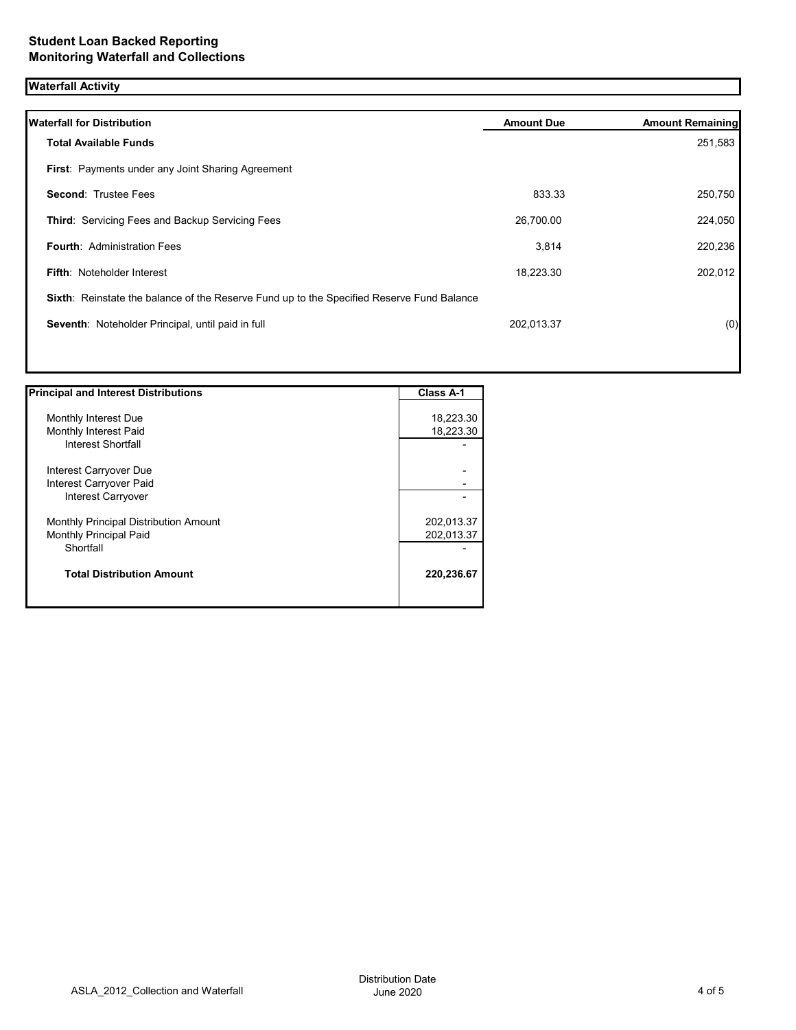# Student Loan Backed Reporting
## Monitoring Waterfall and Collections

### Waterfall Activity

| Waterfall for Distribution | Amount Due | Amount Remaining |
|---|---|---|
| **Total Available Funds** | | 251,583 |
| **First**: Payments under any Joint Sharing Agreement | | |
| **Second**: Trustee Fees | 833.33 | 250,750 |
| **Third**: Servicing Fees and Backup Servicing Fees | 26,700.00 | 224,050 |
| **Fourth**: Administration Fees | 3,814 | 220,236 |
| **Fifth**: Noteholder Interest | 18,223.30 | 202,012 |
| **Sixth**: Reinstate the balance of the Reserve Fund up to the Specified Reserve Fund Balance | | |
| **Seventh**: Noteholder Principal, until paid in full | 202,013.37 | (0) |

| Principal and Interest Distributions | Class A-1 |
|---|---|
| Monthly Interest Due | 18,223.30 |
| Monthly Interest Paid | 18,223.30 |
| Interest Shortfall | - |
| Interest Carryover Due | - |
| Interest Carryover Paid | - |
| Interest Carryover | - |
| Monthly Principal Distribution Amount | 202,013.37 |
| Monthly Principal Paid | 202,013.37 |
| Shortfall | - |
| **Total Distribution Amount** | **220,236.67** |

ASLA_2012_Collection and Waterfall

Distribution Date June 2020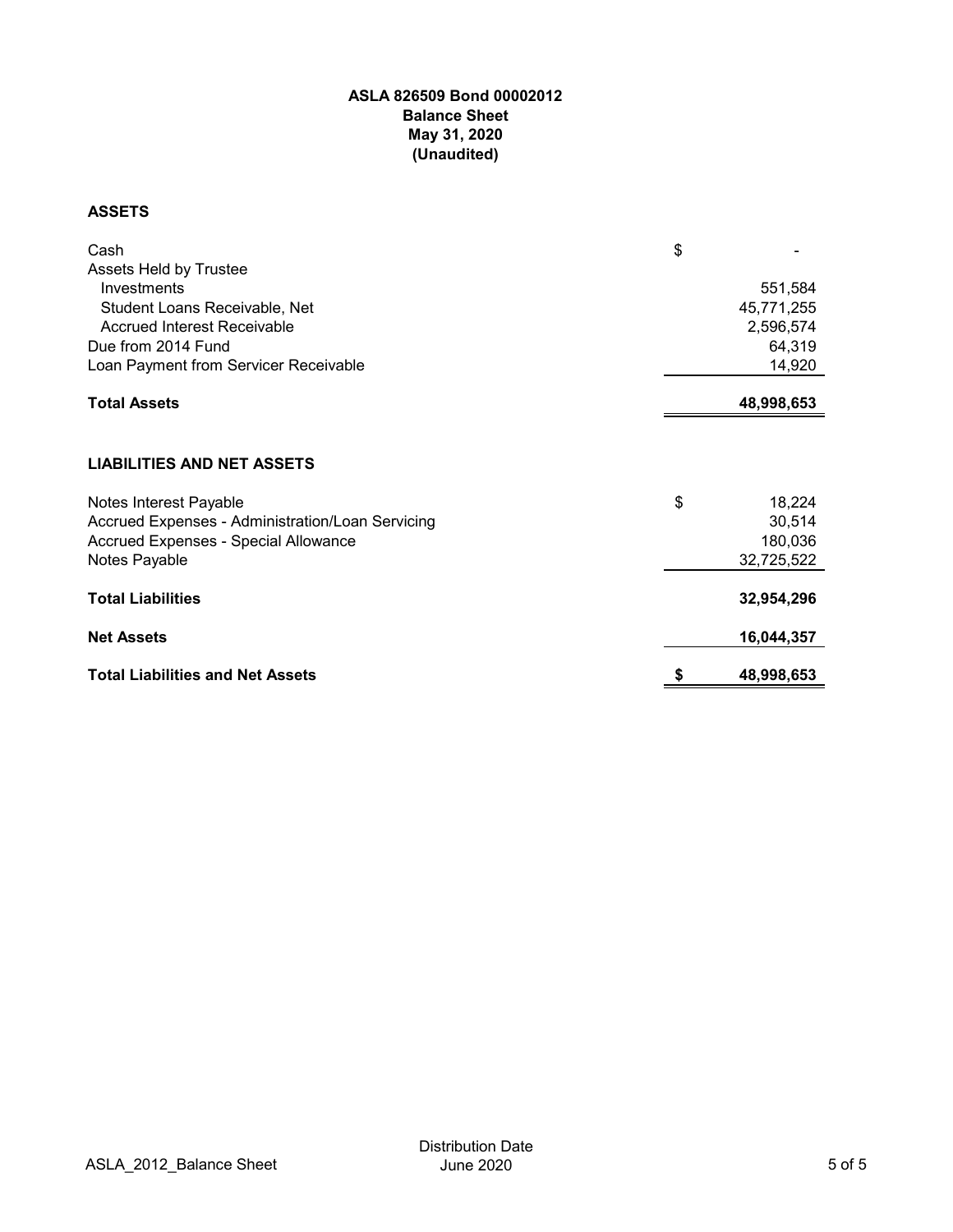**ASLA 826509 Bond 00002012**
**Balance Sheet**
**May 31, 2020**
**(Unaudited)**

**ASSETS**

| | | |
|---|---|---|
| Cash | $ | - |
| Assets Held by Trustee | | |
| Investments | | 551,584 |
| Student Loans Receivable, Net | | 45,771,255 |
| Accrued Interest Receivable | | 2,596,574 |
| Due from 2014 Fund | | 64,319 |
| Loan Payment from Servicer Receivable | | 14,920 |
| **Total Assets** | | **48,998,653** |

**LIABILITIES AND NET ASSETS**

| | | |
|---|---|---|
| Notes Interest Payable | $ | 18,224 |
| Accrued Expenses - Administration/Loan Servicing | | 30,514 |
| Accrued Expenses - Special Allowance | | 180,036 |
| Notes Payable | | 32,725,522 |
| **Total Liabilities** | | **32,954,296** |
| **Net Assets** | | **16,044,357** |
| **Total Liabilities and Net Assets** | **$** | **48,998,653** |